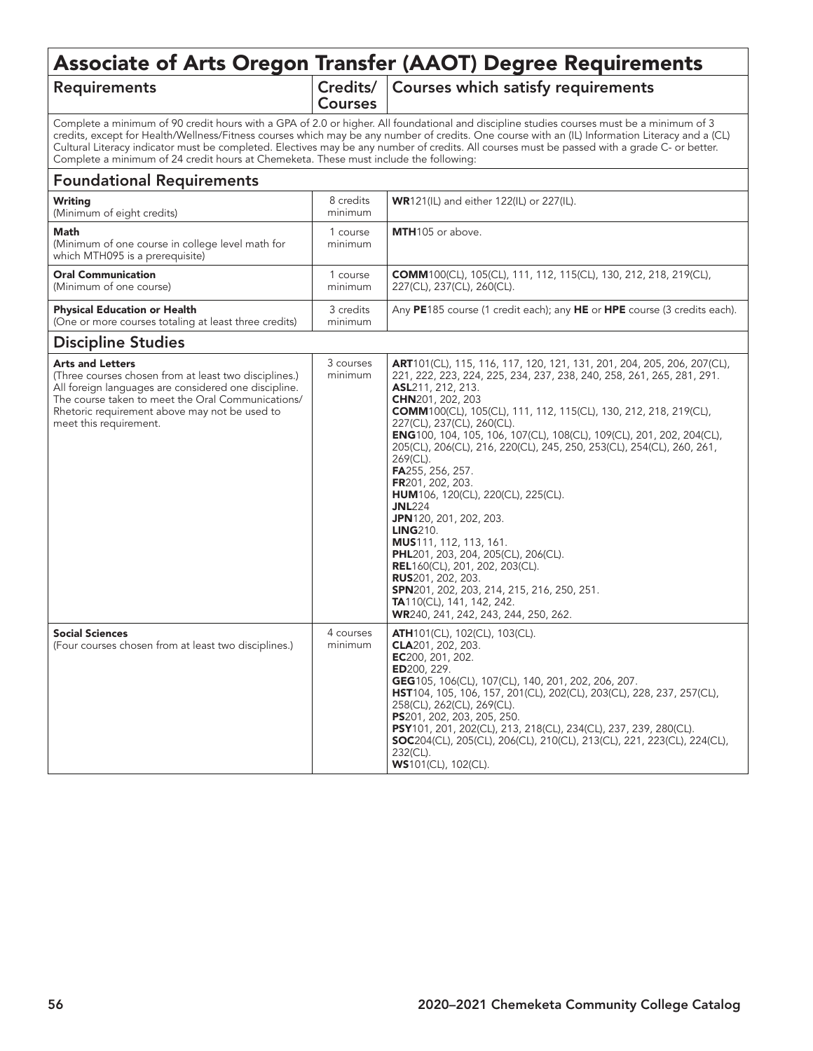# Associate of Arts Oregon Transfer (AAOT) Degree Requirements

| Requirements | Credits/ Courses | Courses which satisfy requirements |
|---|---|---|

Complete a minimum of 90 credit hours with a GPA of 2.0 or higher. All foundational and discipline studies courses must be a minimum of 3 credits, except for Health/Wellness/Fitness courses which may be any number of credits. One course with an (IL) Information Literacy and a (CL) Cultural Literacy indicator must be completed. Electives may be any number of credits. All courses must be passed with a grade C- or better. Complete a minimum of 24 credit hours at Chemeketa. These must include the following:

## Foundational Requirements

| Requirements | Credits/ Courses | Courses which satisfy requirements |
|---|---|---|
| **Writing** (Minimum of eight credits) | 8 credits minimum | **WR**121(IL) and either 122(IL) or 227(IL). |
| **Math** (Minimum of one course in college level math for which MTH095 is a prerequisite) | 1 course minimum | **MTH**105 or above. |
| **Oral Communication** (Minimum of one course) | 1 course minimum | **COMM**100(CL), 105(CL), 111, 112, 115(CL), 130, 212, 218, 219(CL), 227(CL), 237(CL), 260(CL). |
| **Physical Education or Health** (One or more courses totaling at least three credits) | 3 credits minimum | Any **PE**185 course (1 credit each); any **HE** or **HPE** course (3 credits each). |

## Discipline Studies

| Requirements | Credits/ Courses | Courses which satisfy requirements |
|---|---|---|
| **Arts and Letters** (Three courses chosen from at least two disciplines.) All foreign languages are considered one discipline. The course taken to meet the Oral Communications/ Rhetoric requirement above may not be used to meet this requirement. | 3 courses minimum | **ART**101(CL), 115, 116, 117, 120, 121, 131, 201, 204, 205, 206, 207(CL), 221, 222, 223, 224, 225, 234, 237, 238, 240, 258, 261, 265, 281, 291.<br>**ASL**211, 212, 213.<br>**CHN**201, 202, 203<br>**COMM**100(CL), 105(CL), 111, 112, 115(CL), 130, 212, 218, 219(CL), 227(CL), 237(CL), 260(CL).<br>**ENG**100, 104, 105, 106, 107(CL), 108(CL), 109(CL), 201, 202, 204(CL), 205(CL), 206(CL), 216, 220(CL), 245, 250, 253(CL), 254(CL), 260, 261, 269(CL).<br>**FA**255, 256, 257.<br>**FR**201, 202, 203.<br>**HUM**106, 120(CL), 220(CL), 225(CL).<br>**JNL**224<br>**JPN**120, 201, 202, 203.<br>**LING**210.<br>**MUS**111, 112, 113, 161.<br>**PHL**201, 203, 204, 205(CL), 206(CL).<br>**REL**160(CL), 201, 202, 203(CL).<br>**RUS**201, 202, 203.<br>**SPN**201, 202, 203, 214, 215, 216, 250, 251.<br>**TA**110(CL), 141, 142, 242.<br>**WR**240, 241, 242, 243, 244, 250, 262. |
| **Social Sciences** (Four courses chosen from at least two disciplines.) | 4 courses minimum | **ATH**101(CL), 102(CL), 103(CL).<br>**CLA**201, 202, 203.<br>**EC**200, 201, 202.<br>**ED**200, 229.<br>**GEG**105, 106(CL), 107(CL), 140, 201, 202, 206, 207.<br>**HST**104, 105, 106, 157, 201(CL), 202(CL), 203(CL), 228, 237, 257(CL), 258(CL), 262(CL), 269(CL).<br>**PS**201, 202, 203, 205, 250.<br>**PSY**101, 201, 202(CL), 213, 218(CL), 234(CL), 237, 239, 280(CL).<br>**SOC**204(CL), 205(CL), 206(CL), 210(CL), 213(CL), 221, 223(CL), 224(CL), 232(CL).<br>**WS**101(CL), 102(CL). |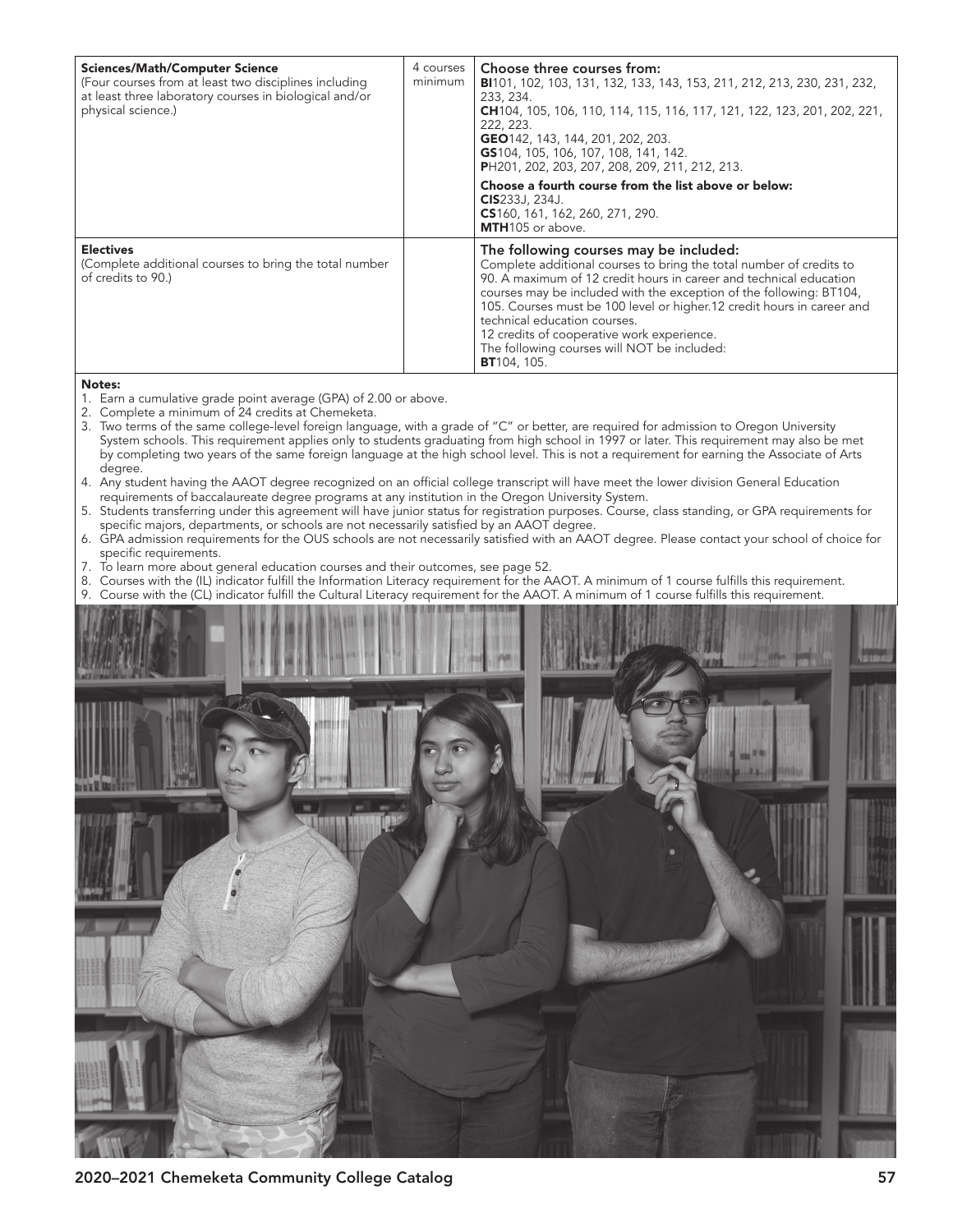| | | |
|---|---|---|
| **Sciences/Math/Computer Science**<br>(Four courses from at least two disciplines including at least three laboratory courses in biological and/or physical science.) | 4 courses minimum | **Choose three courses from:**<br>**BI**101, 102, 103, 131, 132, 133, 143, 153, 211, 212, 213, 230, 231, 232, 233, 234.<br>**CH**104, 105, 106, 110, 114, 115, 116, 117, 121, 122, 123, 201, 202, 221, 222, 223.<br>**GEO**142, 143, 144, 201, 202, 203.<br>**GS**104, 105, 106, 107, 108, 141, 142.<br>**P**H201, 202, 203, 207, 208, 209, 211, 212, 213.<br>**Choose a fourth course from the list above or below:**<br>**CIS**233J, 234J.<br>**CS**160, 161, 162, 260, 271, 290.<br>**MTH**105 or above. |
| **Electives**<br>(Complete additional courses to bring the total number of credits to 90.) | | **The following courses may be included:**<br>Complete additional courses to bring the total number of credits to 90. A maximum of 12 credit hours in career and technical education courses may be included with the exception of the following: BT104, 105. Courses must be 100 level or higher.12 credit hours in career and technical education courses.<br>12 credits of cooperative work experience.<br>The following courses will NOT be included:<br>**BT**104, 105. |

**Notes:**

1. Earn a cumulative grade point average (GPA) of 2.00 or above.
2. Complete a minimum of 24 credits at Chemeketa.
3. Two terms of the same college-level foreign language, with a grade of "C" or better, are required for admission to Oregon University System schools. This requirement applies only to students graduating from high school in 1997 or later. This requirement may also be met by completing two years of the same foreign language at the high school level. This is not a requirement for earning the Associate of Arts degree.
4. Any student having the AAOT degree recognized on an official college transcript will have meet the lower division General Education requirements of baccalaureate degree programs at any institution in the Oregon University System.
5. Students transferring under this agreement will have junior status for registration purposes. Course, class standing, or GPA requirements for specific majors, departments, or schools are not necessarily satisfied by an AAOT degree.
6. GPA admission requirements for the OUS schools are not necessarily satisfied with an AAOT degree. Please contact your school of choice for specific requirements.
7. To learn more about general education courses and their outcomes, see page 52.
8. Courses with the (IL) indicator fulfill the Information Literacy requirement for the AAOT. A minimum of 1 course fulfills this requirement.
9. Course with the (CL) indicator fulfill the Cultural Literacy requirement for the AAOT. A minimum of 1 course fulfills this requirement.